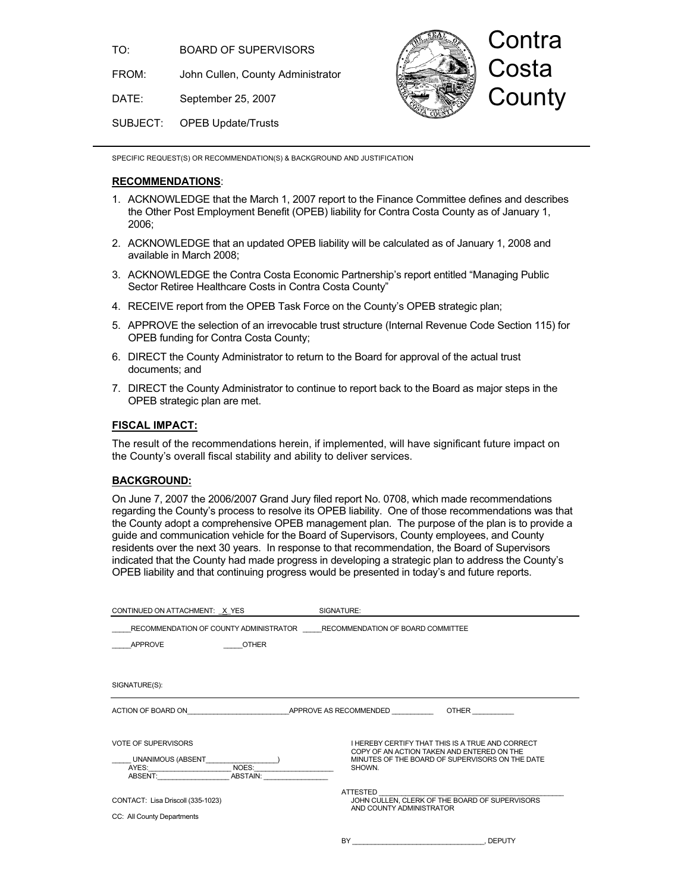TO: BOARD OF SUPERVISORS

FROM: John Cullen, County Administrator

DATE: September 25, 2007

SUBJECT: OPEB Update/Trusts

Contra Costa County

SPECIFIC REQUEST(S) OR RECOMMENDATION(S) & BACKGROUND AND JUSTIFICATION

## RECOMMENDATIONS:

1. ACKNOWLEDGE that the March 1, 2007 report to the Finance Committee defines and describes the Other Post Employment Benefit (OPEB) liability for Contra Costa County as of January 1, 2006;
2. ACKNOWLEDGE that an updated OPEB liability will be calculated as of January 1, 2008 and available in March 2008;
3. ACKNOWLEDGE the Contra Costa Economic Partnership's report entitled "Managing Public Sector Retiree Healthcare Costs in Contra Costa County"
4. RECEIVE report from the OPEB Task Force on the County's OPEB strategic plan;
5. APPROVE the selection of an irrevocable trust structure (Internal Revenue Code Section 115) for OPEB funding for Contra Costa County;
6. DIRECT the County Administrator to return to the Board for approval of the actual trust documents; and
7. DIRECT the County Administrator to continue to report back to the Board as major steps in the OPEB strategic plan are met.

## FISCAL IMPACT:

The result of the recommendations herein, if implemented, will have significant future impact on the County's overall fiscal stability and ability to deliver services.

## BACKGROUND:

On June 7, 2007 the 2006/2007 Grand Jury filed report No. 0708, which made recommendations regarding the County's process to resolve its OPEB liability. One of those recommendations was that the County adopt a comprehensive OPEB management plan. The purpose of the plan is to provide a guide and communication vehicle for the Board of Supervisors, County employees, and County residents over the next 30 years. In response to that recommendation, the Board of Supervisors indicated that the County had made progress in developing a strategic plan to address the County's OPEB liability and that continuing progress would be presented in today's and future reports.

CONTINUED ON ATTACHMENT: _X_YES SIGNATURE:

_____RECOMMENDATION OF COUNTY ADMINISTRATOR _____RECOMMENDATION OF BOARD COMMITTEE

_____APPROVE _____OTHER

SIGNATURE(S):

ACTION OF BOARD ON_________________________APPROVE AS RECOMMENDED __________ OTHER __________

VOTE OF SUPERVISORS

_____ UNANIMOUS (ABSENT__________________)
AYES:____________________ NOES:____________________
ABSENT:_________________ ABSTAIN: ________________

I HEREBY CERTIFY THAT THIS IS A TRUE AND CORRECT COPY OF AN ACTION TAKEN AND ENTERED ON THE MINUTES OF THE BOARD OF SUPERVISORS ON THE DATE SHOWN.

ATTESTED ____________________________________________
JOHN CULLEN, CLERK OF THE BOARD OF SUPERVISORS AND COUNTY ADMINISTRATOR

CONTACT: Lisa Driscoll (335-1023)

CC: All County Departments

BY _________________________________, DEPUTY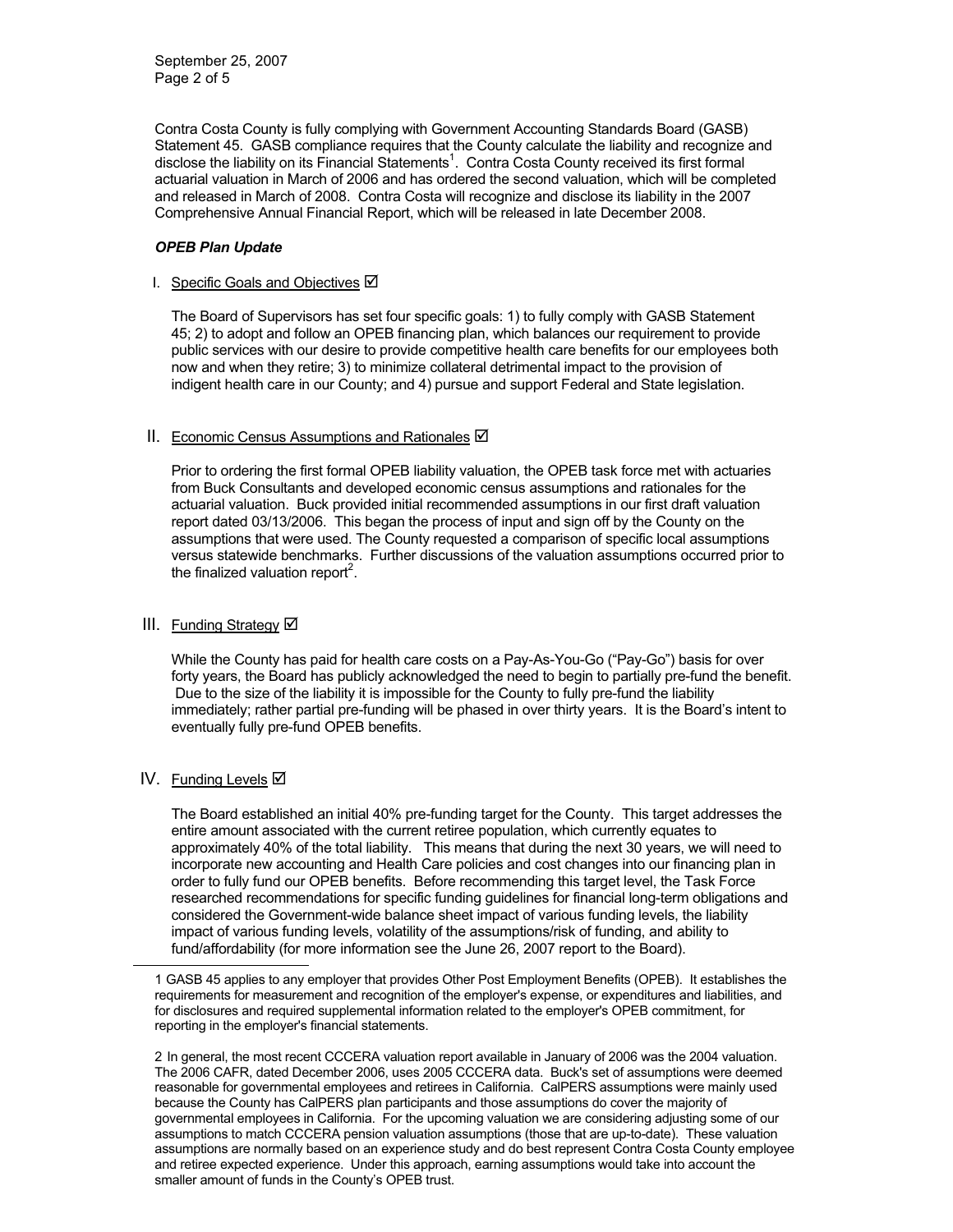Contra Costa County is fully complying with Government Accounting Standards Board (GASB) Statement 45. GASB compliance requires that the County calculate the liability and recognize and disclose the liability on its Financial Statements[1]. Contra Costa County received its first formal actuarial valuation in March of 2006 and has ordered the second valuation, which will be completed and released in March of 2008. Contra Costa will recognize and disclose its liability in the 2007 Comprehensive Annual Financial Report, which will be released in late December 2008.

***OPEB Plan Update***

I. Specific Goals and Objectives ☑

The Board of Supervisors has set four specific goals: 1) to fully comply with GASB Statement 45; 2) to adopt and follow an OPEB financing plan, which balances our requirement to provide public services with our desire to provide competitive health care benefits for our employees both now and when they retire; 3) to minimize collateral detrimental impact to the provision of indigent health care in our County; and 4) pursue and support Federal and State legislation.

II. Economic Census Assumptions and Rationales ☑

Prior to ordering the first formal OPEB liability valuation, the OPEB task force met with actuaries from Buck Consultants and developed economic census assumptions and rationales for the actuarial valuation. Buck provided initial recommended assumptions in our first draft valuation report dated 03/13/2006. This began the process of input and sign off by the County on the assumptions that were used. The County requested a comparison of specific local assumptions versus statewide benchmarks. Further discussions of the valuation assumptions occurred prior to the finalized valuation report[2].

III. Funding Strategy ☑

While the County has paid for health care costs on a Pay-As-You-Go ("Pay-Go") basis for over forty years, the Board has publicly acknowledged the need to begin to partially pre-fund the benefit. Due to the size of the liability it is impossible for the County to fully pre-fund the liability immediately; rather partial pre-funding will be phased in over thirty years. It is the Board's intent to eventually fully pre-fund OPEB benefits.

IV. Funding Levels ☑

The Board established an initial 40% pre-funding target for the County. This target addresses the entire amount associated with the current retiree population, which currently equates to approximately 40% of the total liability. This means that during the next 30 years, we will need to incorporate new accounting and Health Care policies and cost changes into our financing plan in order to fully fund our OPEB benefits. Before recommending this target level, the Task Force researched recommendations for specific funding guidelines for financial long-term obligations and considered the Government-wide balance sheet impact of various funding levels, the liability impact of various funding levels, volatility of the assumptions/risk of funding, and ability to fund/affordability (for more information see the June 26, 2007 report to the Board).

---

1 GASB 45 applies to any employer that provides Other Post Employment Benefits (OPEB). It establishes the requirements for measurement and recognition of the employer's expense, or expenditures and liabilities, and for disclosures and required supplemental information related to the employer's OPEB commitment, for reporting in the employer's financial statements.

2 In general, the most recent CCCERA valuation report available in January of 2006 was the 2004 valuation. The 2006 CAFR, dated December 2006, uses 2005 CCCERA data. Buck's set of assumptions were deemed reasonable for governmental employees and retirees in California. CalPERS assumptions were mainly used because the County has CalPERS plan participants and those assumptions do cover the majority of governmental employees in California. For the upcoming valuation we are considering adjusting some of our assumptions to match CCCERA pension valuation assumptions (those that are up-to-date). These valuation assumptions are normally based on an experience study and do best represent Contra Costa County employee and retiree expected experience. Under this approach, earning assumptions would take into account the smaller amount of funds in the County's OPEB trust.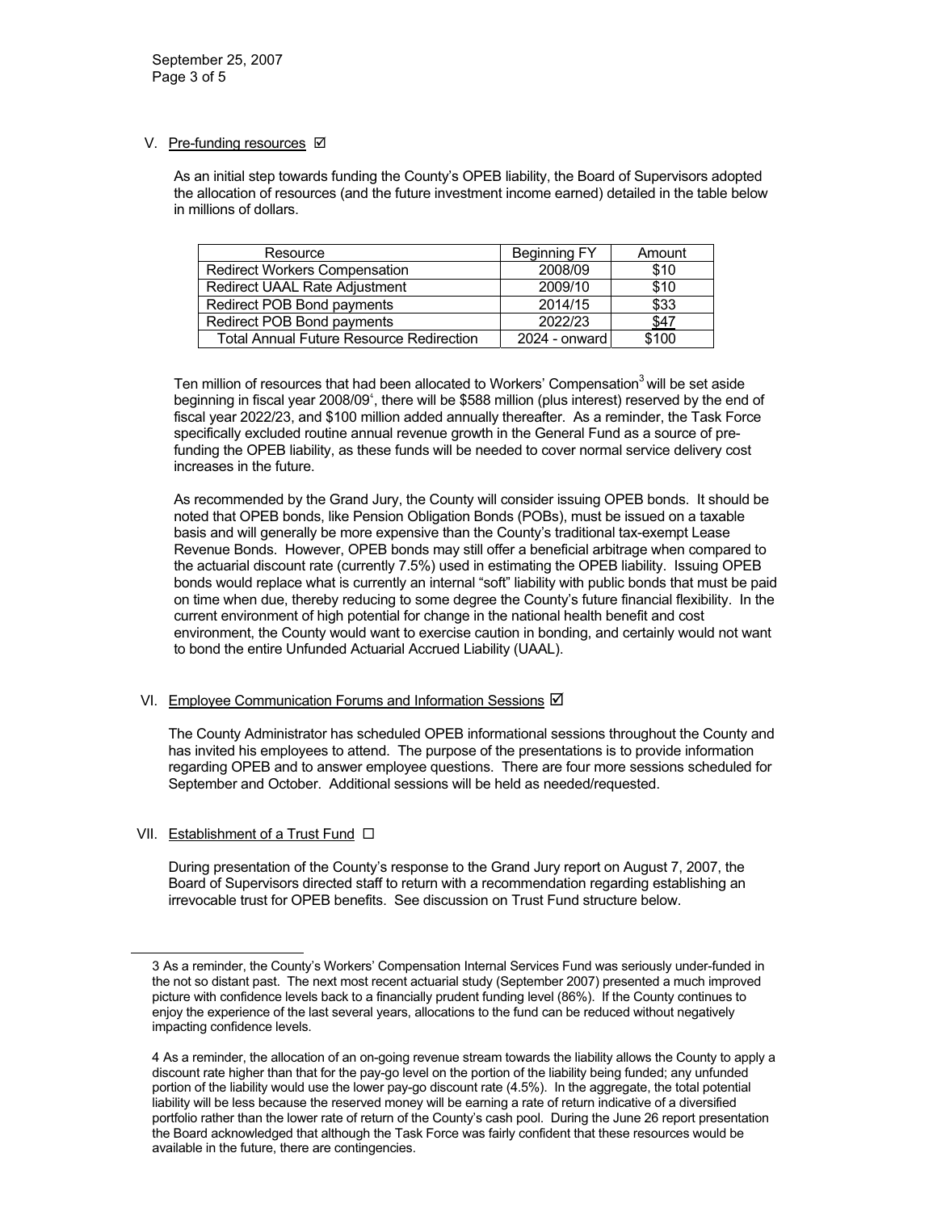## V. Pre-funding resources ☑

As an initial step towards funding the County's OPEB liability, the Board of Supervisors adopted the allocation of resources (and the future investment income earned) detailed in the table below in millions of dollars.

| Resource | Beginning FY | Amount |
|---|---|---|
| Redirect Workers Compensation | 2008/09 | $10 |
| Redirect UAAL Rate Adjustment | 2009/10 | $10 |
| Redirect POB Bond payments | 2014/15 | $33 |
| Redirect POB Bond payments | 2022/23 | $47 |
| Total Annual Future Resource Redirection | 2024 - onward | $100 |

Ten million of resources that had been allocated to Workers' Compensation[3] will be set aside beginning in fiscal year 2008/09[4], there will be $588 million (plus interest) reserved by the end of fiscal year 2022/23, and $100 million added annually thereafter. As a reminder, the Task Force specifically excluded routine annual revenue growth in the General Fund as a source of pre-funding the OPEB liability, as these funds will be needed to cover normal service delivery cost increases in the future.

As recommended by the Grand Jury, the County will consider issuing OPEB bonds. It should be noted that OPEB bonds, like Pension Obligation Bonds (POBs), must be issued on a taxable basis and will generally be more expensive than the County's traditional tax-exempt Lease Revenue Bonds. However, OPEB bonds may still offer a beneficial arbitrage when compared to the actuarial discount rate (currently 7.5%) used in estimating the OPEB liability. Issuing OPEB bonds would replace what is currently an internal "soft" liability with public bonds that must be paid on time when due, thereby reducing to some degree the County's future financial flexibility. In the current environment of high potential for change in the national health benefit and cost environment, the County would want to exercise caution in bonding, and certainly would not want to bond the entire Unfunded Actuarial Accrued Liability (UAAL).

## VI. Employee Communication Forums and Information Sessions ☑

The County Administrator has scheduled OPEB informational sessions throughout the County and has invited his employees to attend. The purpose of the presentations is to provide information regarding OPEB and to answer employee questions. There are four more sessions scheduled for September and October. Additional sessions will be held as needed/requested.

## VII. Establishment of a Trust Fund ☐

During presentation of the County's response to the Grand Jury report on August 7, 2007, the Board of Supervisors directed staff to return with a recommendation regarding establishing an irrevocable trust for OPEB benefits. See discussion on Trust Fund structure below.

---

3 As a reminder, the County's Workers' Compensation Internal Services Fund was seriously under-funded in the not so distant past. The next most recent actuarial study (September 2007) presented a much improved picture with confidence levels back to a financially prudent funding level (86%). If the County continues to enjoy the experience of the last several years, allocations to the fund can be reduced without negatively impacting confidence levels.

4 As a reminder, the allocation of an on-going revenue stream towards the liability allows the County to apply a discount rate higher than that for the pay-go level on the portion of the liability being funded; any unfunded portion of the liability would use the lower pay-go discount rate (4.5%). In the aggregate, the total potential liability will be less because the reserved money will be earning a rate of return indicative of a diversified portfolio rather than the lower rate of return of the County's cash pool. During the June 26 report presentation the Board acknowledged that although the Task Force was fairly confident that these resources would be available in the future, there are contingencies.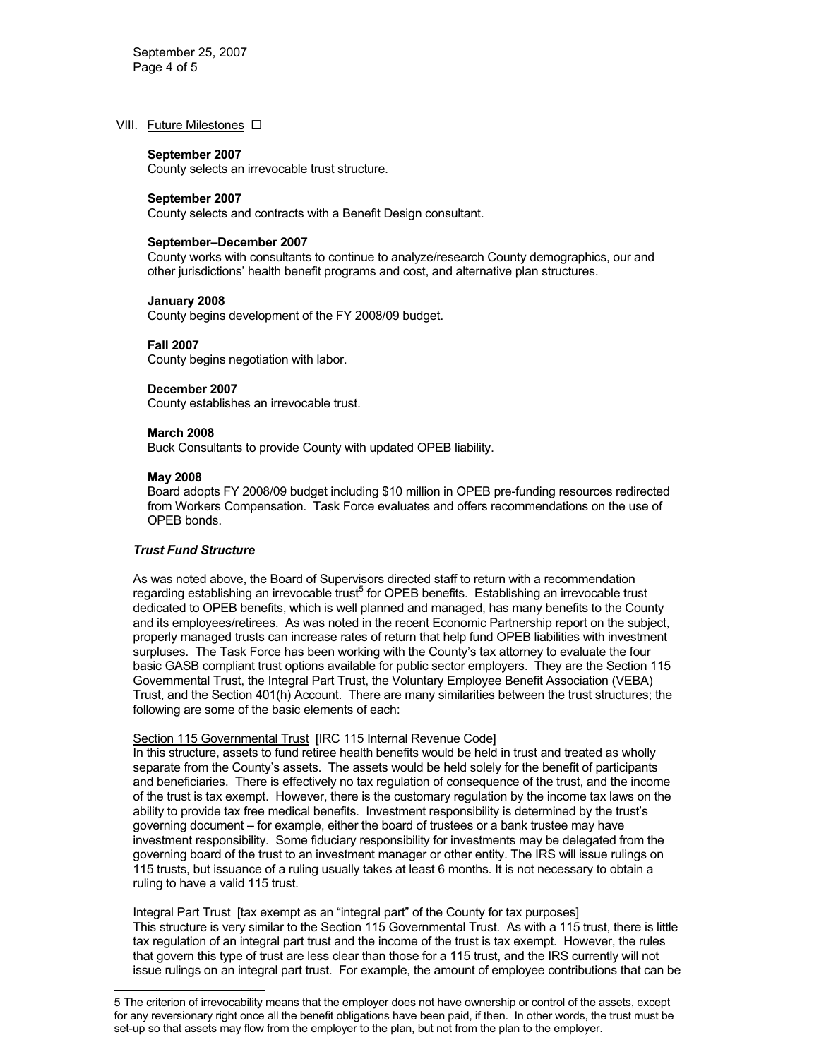VIII. Future Milestones ☐

**September 2007**
County selects an irrevocable trust structure.

**September 2007**
County selects and contracts with a Benefit Design consultant.

**September–December 2007**
County works with consultants to continue to analyze/research County demographics, our and other jurisdictions' health benefit programs and cost, and alternative plan structures.

**January 2008**
County begins development of the FY 2008/09 budget.

**Fall 2007**
County begins negotiation with labor.

**December 2007**
County establishes an irrevocable trust.

**March 2008**
Buck Consultants to provide County with updated OPEB liability.

**May 2008**
Board adopts FY 2008/09 budget including $10 million in OPEB pre-funding resources redirected from Workers Compensation. Task Force evaluates and offers recommendations on the use of OPEB bonds.

***Trust Fund Structure***

As was noted above, the Board of Supervisors directed staff to return with a recommendation regarding establishing an irrevocable trust[5] for OPEB benefits. Establishing an irrevocable trust dedicated to OPEB benefits, which is well planned and managed, has many benefits to the County and its employees/retirees. As was noted in the recent Economic Partnership report on the subject, properly managed trusts can increase rates of return that help fund OPEB liabilities with investment surpluses. The Task Force has been working with the County's tax attorney to evaluate the four basic GASB compliant trust options available for public sector employers. They are the Section 115 Governmental Trust, the Integral Part Trust, the Voluntary Employee Benefit Association (VEBA) Trust, and the Section 401(h) Account. There are many similarities between the trust structures; the following are some of the basic elements of each:

Section 115 Governmental Trust [IRC 115 Internal Revenue Code]
In this structure, assets to fund retiree health benefits would be held in trust and treated as wholly separate from the County's assets. The assets would be held solely for the benefit of participants and beneficiaries. There is effectively no tax regulation of consequence of the trust, and the income of the trust is tax exempt. However, there is the customary regulation by the income tax laws on the ability to provide tax free medical benefits. Investment responsibility is determined by the trust's governing document – for example, either the board of trustees or a bank trustee may have investment responsibility. Some fiduciary responsibility for investments may be delegated from the governing board of the trust to an investment manager or other entity. The IRS will issue rulings on 115 trusts, but issuance of a ruling usually takes at least 6 months. It is not necessary to obtain a ruling to have a valid 115 trust.

Integral Part Trust [tax exempt as an "integral part" of the County for tax purposes]
This structure is very similar to the Section 115 Governmental Trust. As with a 115 trust, there is little tax regulation of an integral part trust and the income of the trust is tax exempt. However, the rules that govern this type of trust are less clear than those for a 115 trust, and the IRS currently will not issue rulings on an integral part trust. For example, the amount of employee contributions that can be

5 The criterion of irrevocability means that the employer does not have ownership or control of the assets, except for any reversionary right once all the benefit obligations have been paid, if then. In other words, the trust must be set-up so that assets may flow from the employer to the plan, but not from the plan to the employer.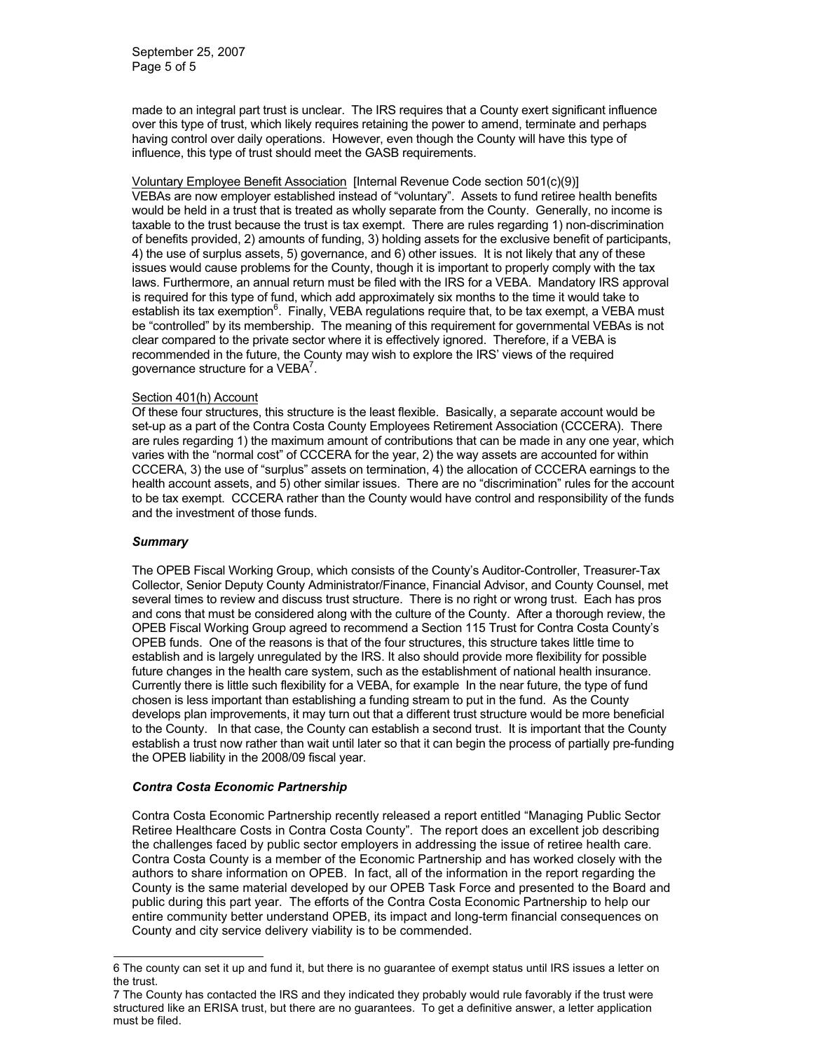made to an integral part trust is unclear. The IRS requires that a County exert significant influence over this type of trust, which likely requires retaining the power to amend, terminate and perhaps having control over daily operations. However, even though the County will have this type of influence, this type of trust should meet the GASB requirements.

Voluntary Employee Benefit Association [Internal Revenue Code section 501(c)(9)]
VEBAs are now employer established instead of "voluntary". Assets to fund retiree health benefits would be held in a trust that is treated as wholly separate from the County. Generally, no income is taxable to the trust because the trust is tax exempt. There are rules regarding 1) non-discrimination of benefits provided, 2) amounts of funding, 3) holding assets for the exclusive benefit of participants, 4) the use of surplus assets, 5) governance, and 6) other issues. It is not likely that any of these issues would cause problems for the County, though it is important to properly comply with the tax laws. Furthermore, an annual return must be filed with the IRS for a VEBA. Mandatory IRS approval is required for this type of fund, which add approximately six months to the time it would take to establish its tax exemption[6]. Finally, VEBA regulations require that, to be tax exempt, a VEBA must be "controlled" by its membership. The meaning of this requirement for governmental VEBAs is not clear compared to the private sector where it is effectively ignored. Therefore, if a VEBA is recommended in the future, the County may wish to explore the IRS' views of the required governance structure for a VEBA[7].

Section 401(h) Account
Of these four structures, this structure is the least flexible. Basically, a separate account would be set-up as a part of the Contra Costa County Employees Retirement Association (CCCERA). There are rules regarding 1) the maximum amount of contributions that can be made in any one year, which varies with the "normal cost" of CCCERA for the year, 2) the way assets are accounted for within CCCERA, 3) the use of "surplus" assets on termination, 4) the allocation of CCCERA earnings to the health account assets, and 5) other similar issues. There are no "discrimination" rules for the account to be tax exempt. CCCERA rather than the County would have control and responsibility of the funds and the investment of those funds.

***Summary***

The OPEB Fiscal Working Group, which consists of the County's Auditor-Controller, Treasurer-Tax Collector, Senior Deputy County Administrator/Finance, Financial Advisor, and County Counsel, met several times to review and discuss trust structure. There is no right or wrong trust. Each has pros and cons that must be considered along with the culture of the County. After a thorough review, the OPEB Fiscal Working Group agreed to recommend a Section 115 Trust for Contra Costa County's OPEB funds. One of the reasons is that of the four structures, this structure takes little time to establish and is largely unregulated by the IRS. It also should provide more flexibility for possible future changes in the health care system, such as the establishment of national health insurance. Currently there is little such flexibility for a VEBA, for example In the near future, the type of fund chosen is less important than establishing a funding stream to put in the fund. As the County develops plan improvements, it may turn out that a different trust structure would be more beneficial to the County. In that case, the County can establish a second trust. It is important that the County establish a trust now rather than wait until later so that it can begin the process of partially pre-funding the OPEB liability in the 2008/09 fiscal year.

***Contra Costa Economic Partnership***

Contra Costa Economic Partnership recently released a report entitled "Managing Public Sector Retiree Healthcare Costs in Contra Costa County". The report does an excellent job describing the challenges faced by public sector employers in addressing the issue of retiree health care. Contra Costa County is a member of the Economic Partnership and has worked closely with the authors to share information on OPEB. In fact, all of the information in the report regarding the County is the same material developed by our OPEB Task Force and presented to the Board and public during this part year. The efforts of the Contra Costa Economic Partnership to help our entire community better understand OPEB, its impact and long-term financial consequences on County and city service delivery viability is to be commended.

---

6 The county can set it up and fund it, but there is no guarantee of exempt status until IRS issues a letter on the trust.

7 The County has contacted the IRS and they indicated they probably would rule favorably if the trust were structured like an ERISA trust, but there are no guarantees. To get a definitive answer, a letter application must be filed.